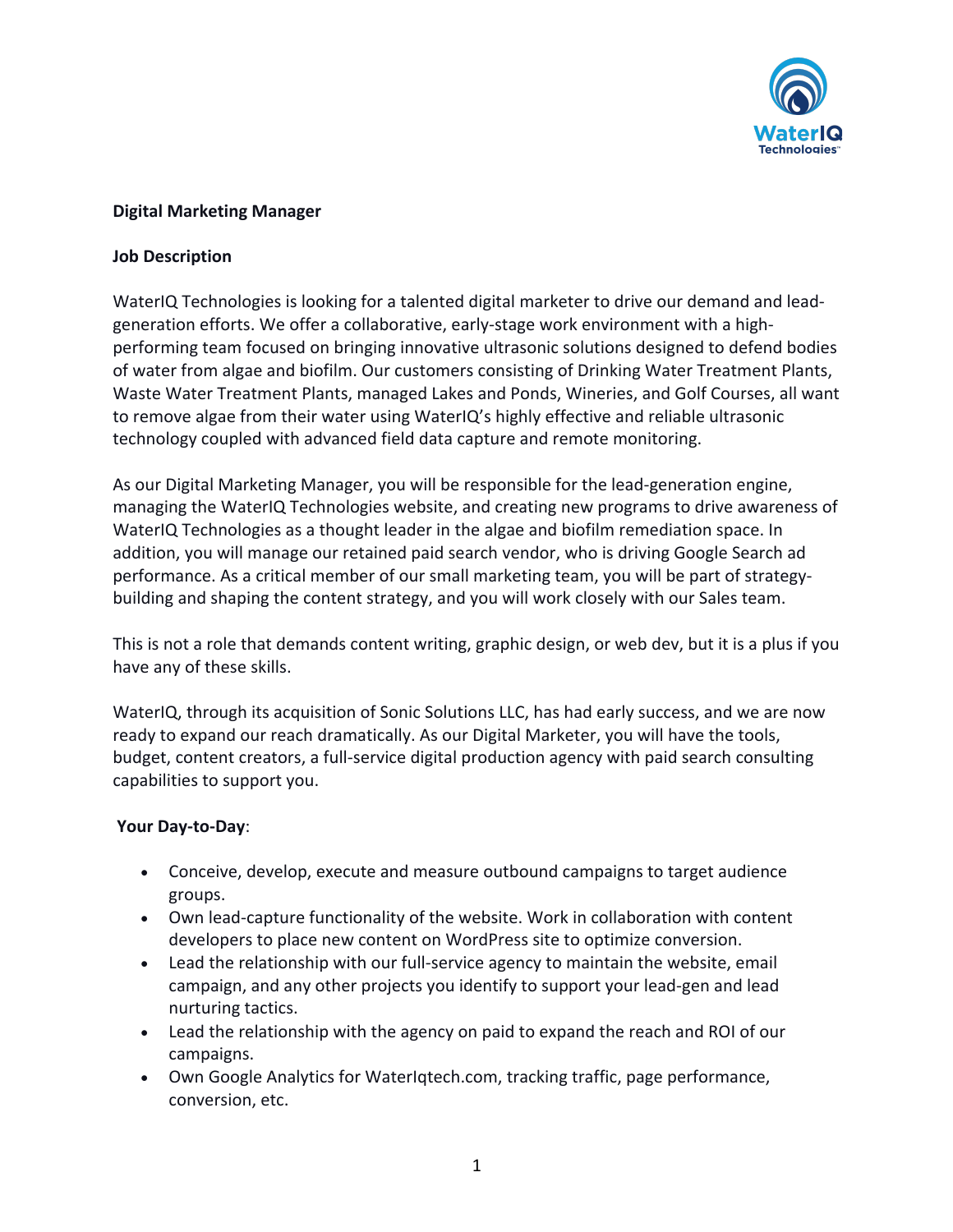**Digital Marketing Manager**

**Job Description**

WaterIQ Technologies is looking for a talented digital marketer to drive our demand and lead-generation efforts. We offer a collaborative, early-stage work environment with a high-performing team focused on bringing innovative ultrasonic solutions designed to defend bodies of water from algae and biofilm. Our customers consisting of Drinking Water Treatment Plants, Waste Water Treatment Plants, managed Lakes and Ponds, Wineries, and Golf Courses, all want to remove algae from their water using WaterIQ's highly effective and reliable ultrasonic technology coupled with advanced field data capture and remote monitoring.

As our Digital Marketing Manager, you will be responsible for the lead-generation engine, managing the WaterIQ Technologies website, and creating new programs to drive awareness of WaterIQ Technologies as a thought leader in the algae and biofilm remediation space. In addition, you will manage our retained paid search vendor, who is driving Google Search ad performance. As a critical member of our small marketing team, you will be part of strategy-building and shaping the content strategy, and you will work closely with our Sales team.

This is not a role that demands content writing, graphic design, or web dev, but it is a plus if you have any of these skills.

WaterIQ, through its acquisition of Sonic Solutions LLC, has had early success, and we are now ready to expand our reach dramatically. As our Digital Marketer, you will have the tools, budget, content creators, a full-service digital production agency with paid search consulting capabilities to support you.

**Your Day-to-Day**:

- Conceive, develop, execute and measure outbound campaigns to target audience groups.
- Own lead-capture functionality of the website. Work in collaboration with content developers to place new content on WordPress site to optimize conversion.
- Lead the relationship with our full-service agency to maintain the website, email campaign, and any other projects you identify to support your lead-gen and lead nurturing tactics.
- Lead the relationship with the agency on paid to expand the reach and ROI of our campaigns.
- Own Google Analytics for WaterIqtech.com, tracking traffic, page performance, conversion, etc.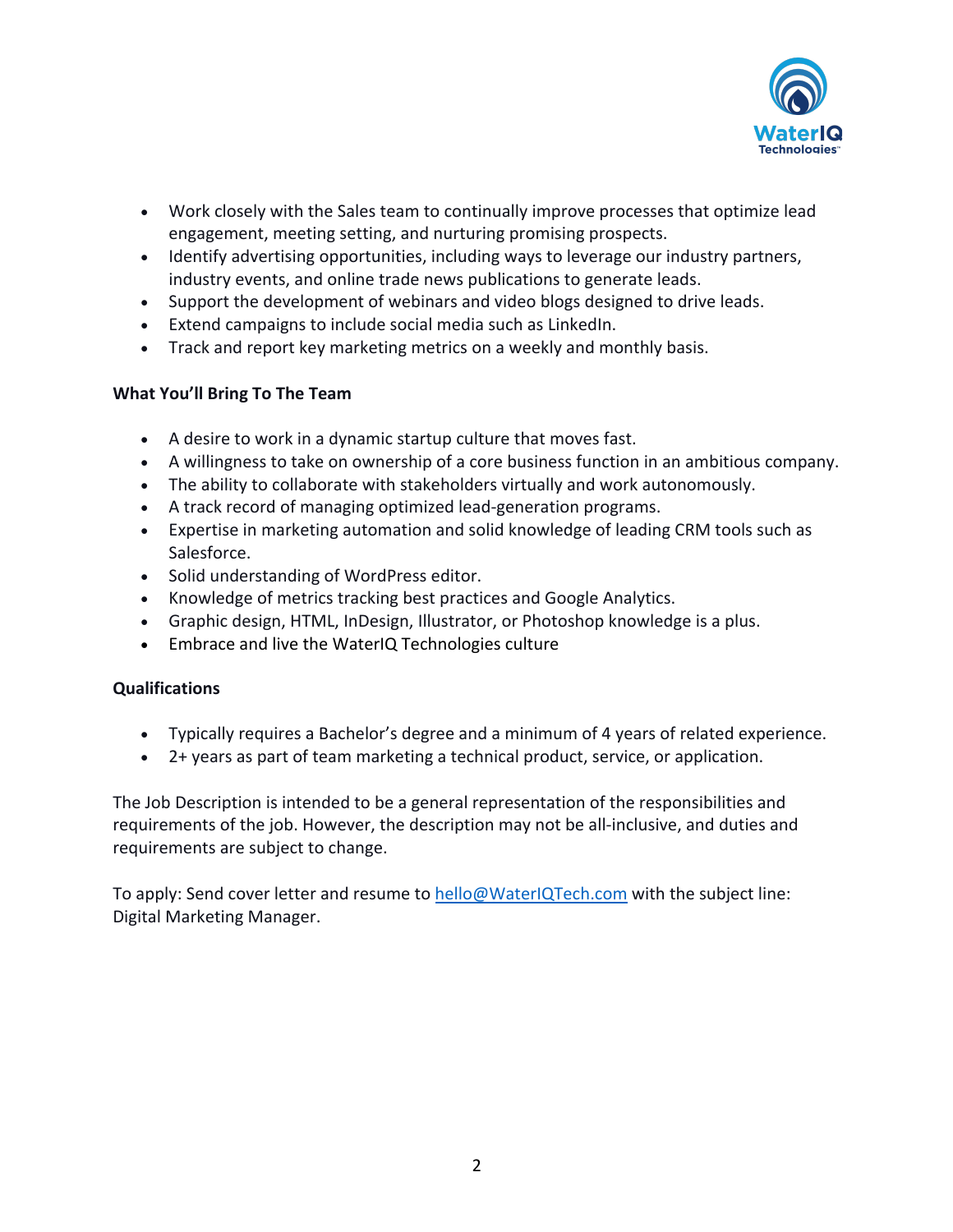- Work closely with the Sales team to continually improve processes that optimize lead engagement, meeting setting, and nurturing promising prospects.
- Identify advertising opportunities, including ways to leverage our industry partners, industry events, and online trade news publications to generate leads.
- Support the development of webinars and video blogs designed to drive leads.
- Extend campaigns to include social media such as LinkedIn.
- Track and report key marketing metrics on a weekly and monthly basis.

**What You'll Bring To The Team**

- A desire to work in a dynamic startup culture that moves fast.
- A willingness to take on ownership of a core business function in an ambitious company.
- The ability to collaborate with stakeholders virtually and work autonomously.
- A track record of managing optimized lead-generation programs.
- Expertise in marketing automation and solid knowledge of leading CRM tools such as Salesforce.
- Solid understanding of WordPress editor.
- Knowledge of metrics tracking best practices and Google Analytics.
- Graphic design, HTML, InDesign, Illustrator, or Photoshop knowledge is a plus.
- Embrace and live the WaterIQ Technologies culture

**Qualifications**

- Typically requires a Bachelor's degree and a minimum of 4 years of related experience.
- 2+ years as part of team marketing a technical product, service, or application.

The Job Description is intended to be a general representation of the responsibilities and requirements of the job. However, the description may not be all-inclusive, and duties and requirements are subject to change.

To apply: Send cover letter and resume to hello@WaterIQTech.com with the subject line: Digital Marketing Manager.